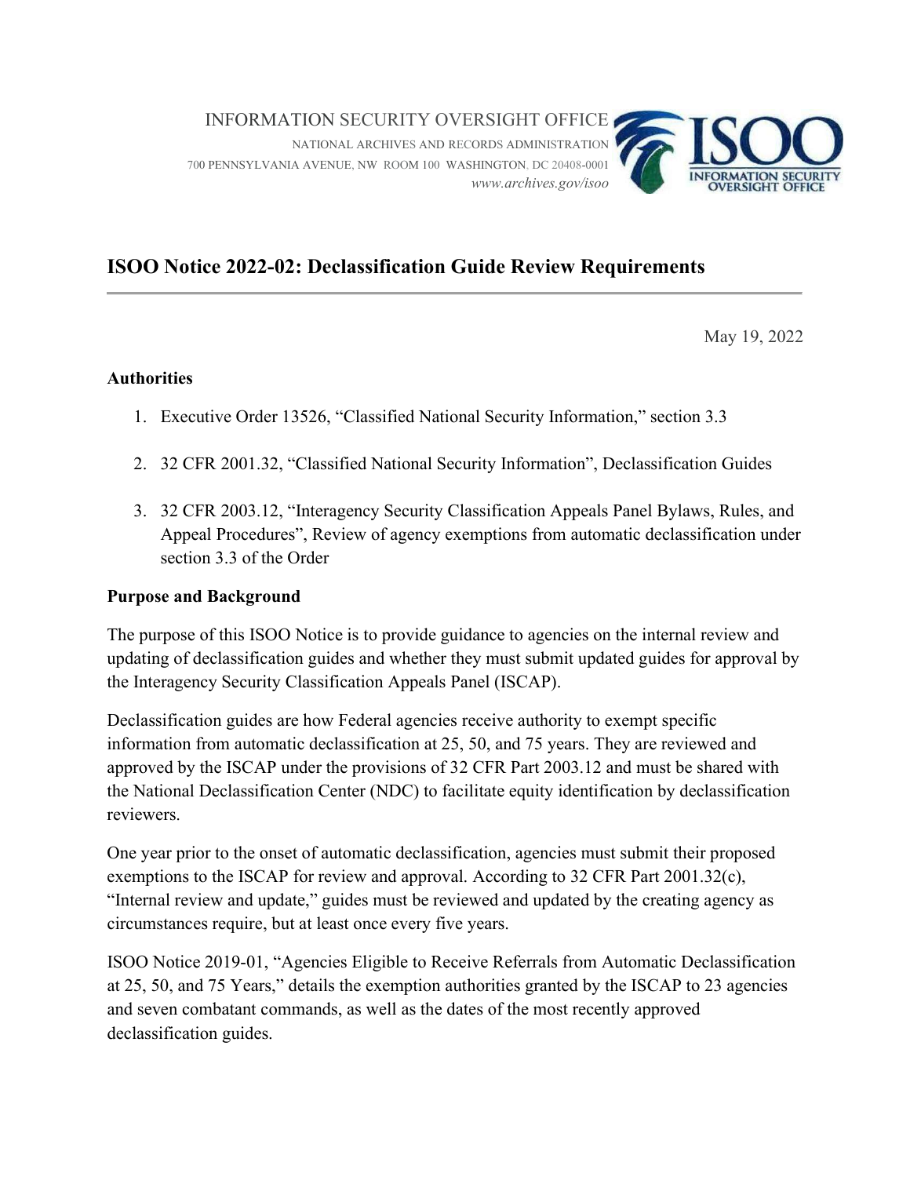INFORMATION SECURITY OVERSIGHT OFFICE

NATIONAL ARCHIVES AND RECORDS ADMINISTRATION
700 PENNSYLVANIA AVENUE, NW ROOM 100 WASHINGTON, DC 20408-0001
*www.archives.gov/isoo*

# ISOO Notice 2022-02: Declassification Guide Review Requirements

May 19, 2022

**Authorities**

1. Executive Order 13526, "Classified National Security Information," section 3.3
2. 32 CFR 2001.32, "Classified National Security Information", Declassification Guides
3. 32 CFR 2003.12, "Interagency Security Classification Appeals Panel Bylaws, Rules, and Appeal Procedures", Review of agency exemptions from automatic declassification under section 3.3 of the Order

**Purpose and Background**

The purpose of this ISOO Notice is to provide guidance to agencies on the internal review and updating of declassification guides and whether they must submit updated guides for approval by the Interagency Security Classification Appeals Panel (ISCAP).

Declassification guides are how Federal agencies receive authority to exempt specific information from automatic declassification at 25, 50, and 75 years. They are reviewed and approved by the ISCAP under the provisions of 32 CFR Part 2003.12 and must be shared with the National Declassification Center (NDC) to facilitate equity identification by declassification reviewers.

One year prior to the onset of automatic declassification, agencies must submit their proposed exemptions to the ISCAP for review and approval. According to 32 CFR Part 2001.32(c), "Internal review and update," guides must be reviewed and updated by the creating agency as circumstances require, but at least once every five years.

ISOO Notice 2019-01, "Agencies Eligible to Receive Referrals from Automatic Declassification at 25, 50, and 75 Years," details the exemption authorities granted by the ISCAP to 23 agencies and seven combatant commands, as well as the dates of the most recently approved declassification guides.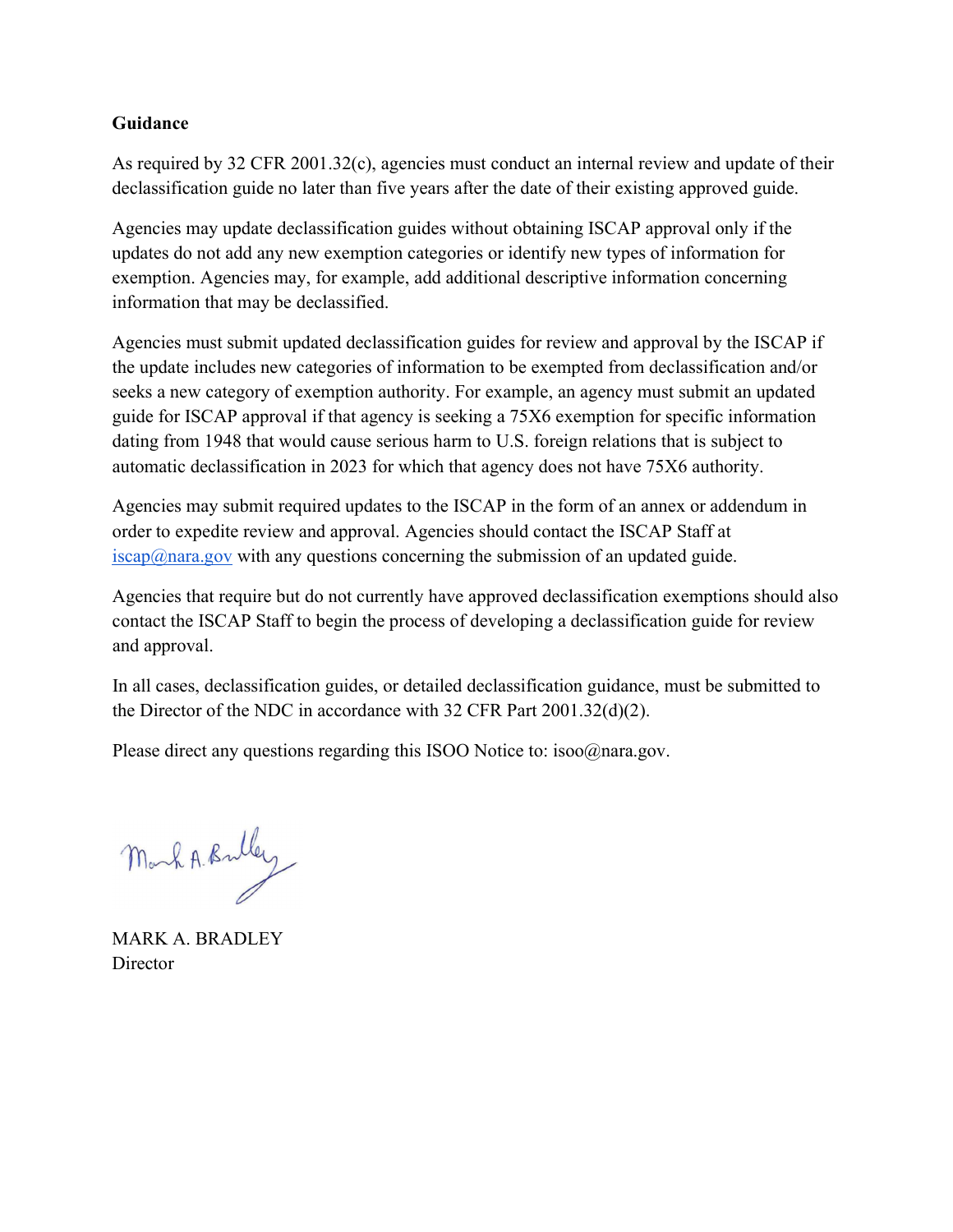## Guidance

As required by 32 CFR 2001.32(c), agencies must conduct an internal review and update of their declassification guide no later than five years after the date of their existing approved guide.

Agencies may update declassification guides without obtaining ISCAP approval only if the updates do not add any new exemption categories or identify new types of information for exemption. Agencies may, for example, add additional descriptive information concerning information that may be declassified.

Agencies must submit updated declassification guides for review and approval by the ISCAP if the update includes new categories of information to be exempted from declassification and/or seeks a new category of exemption authority. For example, an agency must submit an updated guide for ISCAP approval if that agency is seeking a 75X6 exemption for specific information dating from 1948 that would cause serious harm to U.S. foreign relations that is subject to automatic declassification in 2023 for which that agency does not have 75X6 authority.

Agencies may submit required updates to the ISCAP in the form of an annex or addendum in order to expedite review and approval. Agencies should contact the ISCAP Staff at iscap@nara.gov with any questions concerning the submission of an updated guide.

Agencies that require but do not currently have approved declassification exemptions should also contact the ISCAP Staff to begin the process of developing a declassification guide for review and approval.

In all cases, declassification guides, or detailed declassification guidance, must be submitted to the Director of the NDC in accordance with 32 CFR Part 2001.32(d)(2).

Please direct any questions regarding this ISOO Notice to: isoo@nara.gov.

Mark A. Bradley

MARK A. BRADLEY
Director